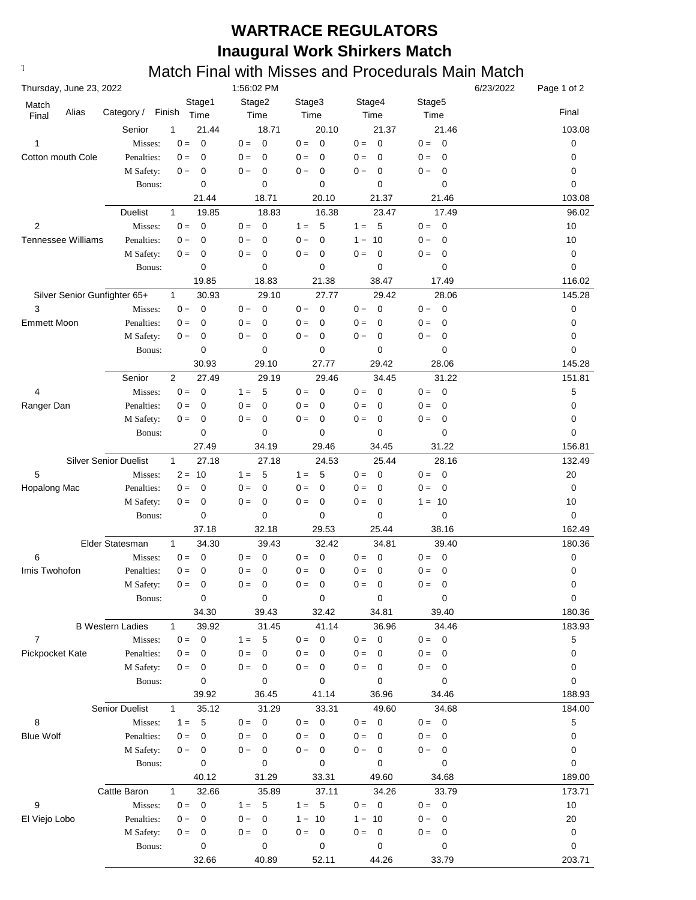# WARTRACE REGULATORS

## Inaugural Work Shirkers Match

### Match Final with Misses and Procedurals Main Match

Thursday, June 23, 2022 1:56:02 PM 6/23/2022

| Match Final | Alias | Category / | Finish | Stage1 Time | Stage2 Time | Stage3 Time | Stage4 Time | Stage5 Time | Final |
|---|---|---|---|---|---|---|---|---|---|
| | | Senior | 1 | 21.44 | 18.71 | 20.10 | 21.37 | 21.46 | 103.08 |
| 1 | | Misses: | | 0 = 0 | 0 = 0 | 0 = 0 | 0 = 0 | 0 = 0 | 0 |
| Cotton mouth Cole | | Penalties: | | 0 = 0 | 0 = 0 | 0 = 0 | 0 = 0 | 0 = 0 | 0 |
| | | M Safety: | | 0 = 0 | 0 = 0 | 0 = 0 | 0 = 0 | 0 = 0 | 0 |
| | | Bonus: | | 0 | 0 | 0 | 0 | 0 | 0 |
| | | | | 21.44 | 18.71 | 20.10 | 21.37 | 21.46 | 103.08 |
| | | Duelist | 1 | 19.85 | 18.83 | 16.38 | 23.47 | 17.49 | 96.02 |
| 2 | | Misses: | | 0 = 0 | 0 = 0 | 1 = 5 | 1 = 5 | 0 = 0 | 10 |
| Tennessee Williams | | Penalties: | | 0 = 0 | 0 = 0 | 0 = 0 | 1 = 10 | 0 = 0 | 10 |
| | | M Safety: | | 0 = 0 | 0 = 0 | 0 = 0 | 0 = 0 | 0 = 0 | 0 |
| | | Bonus: | | 0 | 0 | 0 | 0 | 0 | 0 |
| | | | | 19.85 | 18.83 | 21.38 | 38.47 | 17.49 | 116.02 |
| | | Silver Senior Gunfighter 65+ | 1 | 30.93 | 29.10 | 27.77 | 29.42 | 28.06 | 145.28 |
| 3 | | Misses: | | 0 = 0 | 0 = 0 | 0 = 0 | 0 = 0 | 0 = 0 | 0 |
| Emmett Moon | | Penalties: | | 0 = 0 | 0 = 0 | 0 = 0 | 0 = 0 | 0 = 0 | 0 |
| | | M Safety: | | 0 = 0 | 0 = 0 | 0 = 0 | 0 = 0 | 0 = 0 | 0 |
| | | Bonus: | | 0 | 0 | 0 | 0 | 0 | 0 |
| | | | | 30.93 | 29.10 | 27.77 | 29.42 | 28.06 | 145.28 |
| | | Senior | 2 | 27.49 | 29.19 | 29.46 | 34.45 | 31.22 | 151.81 |
| 4 | | Misses: | | 0 = 0 | 1 = 5 | 0 = 0 | 0 = 0 | 0 = 0 | 5 |
| Ranger Dan | | Penalties: | | 0 = 0 | 0 = 0 | 0 = 0 | 0 = 0 | 0 = 0 | 0 |
| | | M Safety: | | 0 = 0 | 0 = 0 | 0 = 0 | 0 = 0 | 0 = 0 | 0 |
| | | Bonus: | | 0 | 0 | 0 | 0 | 0 | 0 |
| | | | | 27.49 | 34.19 | 29.46 | 34.45 | 31.22 | 156.81 |
| | | Silver Senior Duelist | 1 | 27.18 | 27.18 | 24.53 | 25.44 | 28.16 | 132.49 |
| 5 | | Misses: | | 2 = 10 | 1 = 5 | 1 = 5 | 0 = 0 | 0 = 0 | 20 |
| Hopalong Mac | | Penalties: | | 0 = 0 | 0 = 0 | 0 = 0 | 0 = 0 | 0 = 0 | 0 |
| | | M Safety: | | 0 = 0 | 0 = 0 | 0 = 0 | 0 = 0 | 1 = 10 | 10 |
| | | Bonus: | | 0 | 0 | 0 | 0 | 0 | 0 |
| | | | | 37.18 | 32.18 | 29.53 | 25.44 | 38.16 | 162.49 |
| | | Elder Statesman | 1 | 34.30 | 39.43 | 32.42 | 34.81 | 39.40 | 180.36 |
| 6 | | Misses: | | 0 = 0 | 0 = 0 | 0 = 0 | 0 = 0 | 0 = 0 | 0 |
| Imis Twohofon | | Penalties: | | 0 = 0 | 0 = 0 | 0 = 0 | 0 = 0 | 0 = 0 | 0 |
| | | M Safety: | | 0 = 0 | 0 = 0 | 0 = 0 | 0 = 0 | 0 = 0 | 0 |
| | | Bonus: | | 0 | 0 | 0 | 0 | 0 | 0 |
| | | | | 34.30 | 39.43 | 32.42 | 34.81 | 39.40 | 180.36 |
| | | B Western Ladies | 1 | 39.92 | 31.45 | 41.14 | 36.96 | 34.46 | 183.93 |
| 7 | | Misses: | | 0 = 0 | 1 = 5 | 0 = 0 | 0 = 0 | 0 = 0 | 5 |
| Pickpocket Kate | | Penalties: | | 0 = 0 | 0 = 0 | 0 = 0 | 0 = 0 | 0 = 0 | 0 |
| | | M Safety: | | 0 = 0 | 0 = 0 | 0 = 0 | 0 = 0 | 0 = 0 | 0 |
| | | Bonus: | | 0 | 0 | 0 | 0 | 0 | 0 |
| | | | | 39.92 | 36.45 | 41.14 | 36.96 | 34.46 | 188.93 |
| | | Senior Duelist | 1 | 35.12 | 31.29 | 33.31 | 49.60 | 34.68 | 184.00 |
| 8 | | Misses: | | 1 = 5 | 0 = 0 | 0 = 0 | 0 = 0 | 0 = 0 | 5 |
| Blue Wolf | | Penalties: | | 0 = 0 | 0 = 0 | 0 = 0 | 0 = 0 | 0 = 0 | 0 |
| | | M Safety: | | 0 = 0 | 0 = 0 | 0 = 0 | 0 = 0 | 0 = 0 | 0 |
| | | Bonus: | | 0 | 0 | 0 | 0 | 0 | 0 |
| | | | | 40.12 | 31.29 | 33.31 | 49.60 | 34.68 | 189.00 |
| | | Cattle Baron | 1 | 32.66 | 35.89 | 37.11 | 34.26 | 33.79 | 173.71 |
| 9 | | Misses: | | 0 = 0 | 1 = 5 | 1 = 5 | 0 = 0 | 0 = 0 | 10 |
| El Viejo Lobo | | Penalties: | | 0 = 0 | 0 = 0 | 1 = 10 | 1 = 10 | 0 = 0 | 20 |
| | | M Safety: | | 0 = 0 | 0 = 0 | 0 = 0 | 0 = 0 | 0 = 0 | 0 |
| | | Bonus: | | 0 | 0 | 0 | 0 | 0 | 0 |
| | | | | 32.66 | 40.89 | 52.11 | 44.26 | 33.79 | 203.71 |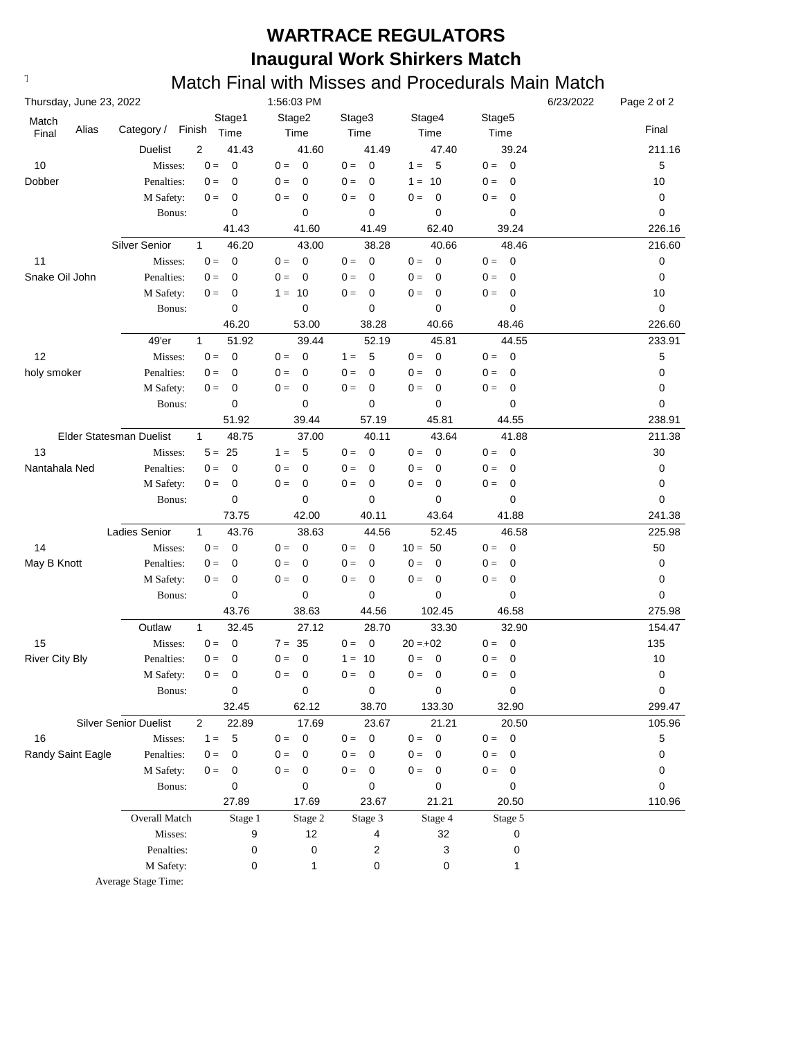# WARTRACE REGULATORS

## Inaugural Work Shirkers Match

### Match Final with Misses and Procedurals Main Match

Thursday, June 23, 2022 1:56:03 PM 6/23/2022

| Match Final | Alias | Category / | Finish | Stage1 Time | Stage2 Time | Stage3 Time | Stage4 Time | Stage5 Time | Final |
|---|---|---|---|---|---|---|---|---|---|
| | | Duelist | 2 | 41.43 | 41.60 | 41.49 | 47.40 | 39.24 | 211.16 |
| 10 | | Misses: | | 0 = 0 | 0 = 0 | 0 = 0 | 1 = 5 | 0 = 0 | 5 |
| Dobber | | Penalties: | | 0 = 0 | 0 = 0 | 0 = 0 | 1 = 10 | 0 = 0 | 10 |
| | | M Safety: | | 0 = 0 | 0 = 0 | 0 = 0 | 0 = 0 | 0 = 0 | 0 |
| | | Bonus: | | 0 | 0 | 0 | 0 | 0 | 0 |
| | | | | 41.43 | 41.60 | 41.49 | 62.40 | 39.24 | 226.16 |
| | | Silver Senior | 1 | 46.20 | 43.00 | 38.28 | 40.66 | 48.46 | 216.60 |
| 11 | | Misses: | | 0 = 0 | 0 = 0 | 0 = 0 | 0 = 0 | 0 = 0 | 0 |
| Snake Oil John | | Penalties: | | 0 = 0 | 0 = 0 | 0 = 0 | 0 = 0 | 0 = 0 | 0 |
| | | M Safety: | | 0 = 0 | 1 = 10 | 0 = 0 | 0 = 0 | 0 = 0 | 10 |
| | | Bonus: | | 0 | 0 | 0 | 0 | 0 | 0 |
| | | | | 46.20 | 53.00 | 38.28 | 40.66 | 48.46 | 226.60 |
| | | 49'er | 1 | 51.92 | 39.44 | 52.19 | 45.81 | 44.55 | 233.91 |
| 12 | | Misses: | | 0 = 0 | 0 = 0 | 1 = 5 | 0 = 0 | 0 = 0 | 5 |
| holy smoker | | Penalties: | | 0 = 0 | 0 = 0 | 0 = 0 | 0 = 0 | 0 = 0 | 0 |
| | | M Safety: | | 0 = 0 | 0 = 0 | 0 = 0 | 0 = 0 | 0 = 0 | 0 |
| | | Bonus: | | 0 | 0 | 0 | 0 | 0 | 0 |
| | | | | 51.92 | 39.44 | 57.19 | 45.81 | 44.55 | 238.91 |
| | | Elder Statesman Duelist | 1 | 48.75 | 37.00 | 40.11 | 43.64 | 41.88 | 211.38 |
| 13 | | Misses: | | 5 = 25 | 1 = 5 | 0 = 0 | 0 = 0 | 0 = 0 | 30 |
| Nantahala Ned | | Penalties: | | 0 = 0 | 0 = 0 | 0 = 0 | 0 = 0 | 0 = 0 | 0 |
| | | M Safety: | | 0 = 0 | 0 = 0 | 0 = 0 | 0 = 0 | 0 = 0 | 0 |
| | | Bonus: | | 0 | 0 | 0 | 0 | 0 | 0 |
| | | | | 73.75 | 42.00 | 40.11 | 43.64 | 41.88 | 241.38 |
| | | Ladies Senior | 1 | 43.76 | 38.63 | 44.56 | 52.45 | 46.58 | 225.98 |
| 14 | | Misses: | | 0 = 0 | 0 = 0 | 0 = 0 | 10 = 50 | 0 = 0 | 50 |
| May B Knott | | Penalties: | | 0 = 0 | 0 = 0 | 0 = 0 | 0 = 0 | 0 = 0 | 0 |
| | | M Safety: | | 0 = 0 | 0 = 0 | 0 = 0 | 0 = 0 | 0 = 0 | 0 |
| | | Bonus: | | 0 | 0 | 0 | 0 | 0 | 0 |
| | | | | 43.76 | 38.63 | 44.56 | 102.45 | 46.58 | 275.98 |
| | | Outlaw | 1 | 32.45 | 27.12 | 28.70 | 33.30 | 32.90 | 154.47 |
| 15 | | Misses: | | 0 = 0 | 7 = 35 | 0 = 0 | 20 =+02 | 0 = 0 | 135 |
| River City Bly | | Penalties: | | 0 = 0 | 0 = 0 | 1 = 10 | 0 = 0 | 0 = 0 | 10 |
| | | M Safety: | | 0 = 0 | 0 = 0 | 0 = 0 | 0 = 0 | 0 = 0 | 0 |
| | | Bonus: | | 0 | 0 | 0 | 0 | 0 | 0 |
| | | | | 32.45 | 62.12 | 38.70 | 133.30 | 32.90 | 299.47 |
| | | Silver Senior Duelist | 2 | 22.89 | 17.69 | 23.67 | 21.21 | 20.50 | 105.96 |
| 16 | | Misses: | | 1 = 5 | 0 = 0 | 0 = 0 | 0 = 0 | 0 = 0 | 5 |
| Randy Saint Eagle | | Penalties: | | 0 = 0 | 0 = 0 | 0 = 0 | 0 = 0 | 0 = 0 | 0 |
| | | M Safety: | | 0 = 0 | 0 = 0 | 0 = 0 | 0 = 0 | 0 = 0 | 0 |
| | | Bonus: | | 0 | 0 | 0 | 0 | 0 | 0 |
| | | | | 27.89 | 17.69 | 23.67 | 21.21 | 20.50 | 110.96 |

| Overall Match | Stage 1 | Stage 2 | Stage 3 | Stage 4 | Stage 5 |
|---|---|---|---|---|---|
| Misses: | 9 | 12 | 4 | 32 | 0 |
| Penalties: | 0 | 0 | 2 | 3 | 0 |
| M Safety: | 0 | 1 | 0 | 0 | 1 |
| Average Stage Time: | | | | | |